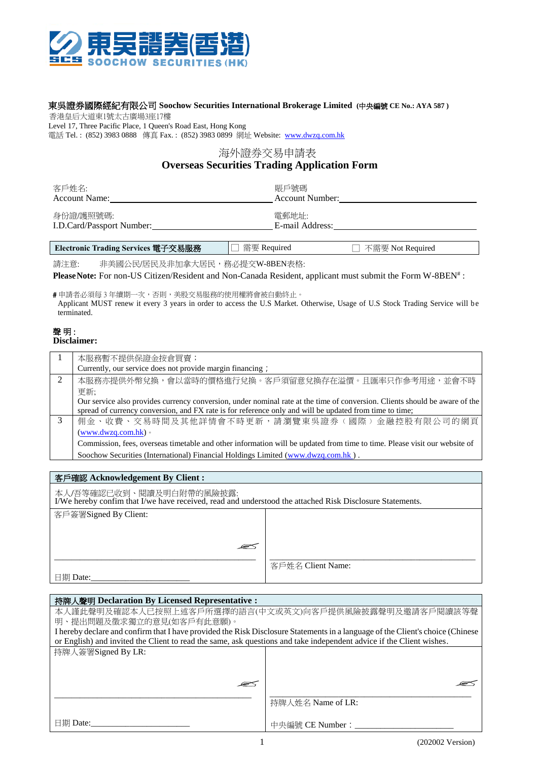東吳證券(香港)
SOOCHOW SECURITIES (HK)

**東吳證券國際經紀有限公司 Soochow Securities International Brokerage Limited (中央編號 CE No.: AYA 587 )**

香港皇后大道東1號太古廣場3座17樓
Level 17, Three Pacific Place, 1 Queen's Road East, Hong Kong
電話 Tel. : (852) 3983 0888 傳真 Fax. : (852) 3983 0899 網址 Website: www.dwzq.com.hk

# 海外證券交易申請表
# Overseas Securities Trading Application Form

客戶姓名:
Account Name:______________________

賬戶號碼
Account Number:______________________

身份證/護照號碼:
I.D.Card/Passport Number:______________________

電郵地址:
E-mail Address:______________________

| **Electronic Trading Services 電子交易服務** | ☐ 需要 Required | ☐ 不需要 Not Required |
|---|---|---|

請注意: 非美國公民/居民及非加拿大居民，務必提交W-8BEN表格:

**Please Note:** For non-US Citizen/Resident and Non-Canada Resident, applicant must submit the Form W-8BEN#:

**#** 申請者必須每 3 年續期一次，否則，美股交易服務的使用權將會被自動終止。
Applicant MUST renew it every 3 years in order to access the U.S Market. Otherwise, Usage of U.S Stock Trading Service will be terminated.

**聲 明 :**
**Disclaimer:**

| | |
|---|---|
| 1 | 本服務暫不提供保證金按倉買賣；<br>Currently, our service does not provide margin financing； |
| 2 | 本服務亦提供外幣兌換，會以當時的價格進行兌換。客戶須留意兌換存在溢價。且匯率只作參考用途，並會不時更新;<br>Our service also provides currency conversion, under nominal rate at the time of conversion. Clients should be aware of the spread of currency conversion, and FX rate is for reference only and will be updated from time to time; |
| 3 | 佣金、收費、交易時間及其他詳情會不時更新，請瀏覽東吳證券（國際）金融控股有限公司的網頁(www.dwzq.com.hk)。<br>Commission, fees, overseas timetable and other information will be updated from time to time. Please visit our website of Soochow Securities (International) Financial Holdings Limited (www.dwzq.com.hk ) . |

**客戶確認 Acknowledgement By Client :**

本人/吾等確認已收到、閱讀及明白附帶的風險披露:
I/We hereby confirm that I/We have received, read and understood the attached Risk Disclosure Statements.

| 客戶簽署Signed By Client: | |
|---|---|
| ______________________ | ______________________<br>客戶姓名 Client Name: |
| 日期 Date:______________ | |

**持牌人聲明 Declaration By Licensed Representative :**

本人謹此聲明及確認本人已按照上述客戶所選擇的語言(中文或英文)向客戶提供風險披露聲明及邀請客戶閱讀該等聲明、提出問題及徵求獨立的意見(如客戶有此意願)。
I hereby declare and confirm that I have provided the Risk Disclosure Statements in a language of the Client's choice (Chinese or English) and invited the Client to read the same, ask questions and take independent advice if the Client wishes.

| 持牌人簽署Signed By LR: | |
|---|---|
| ______________________ | ______________________<br>持牌人姓名 Name of LR: |
| 日期 Date:______________ | 中央編號 CE Number：______________ |

(202002 Version)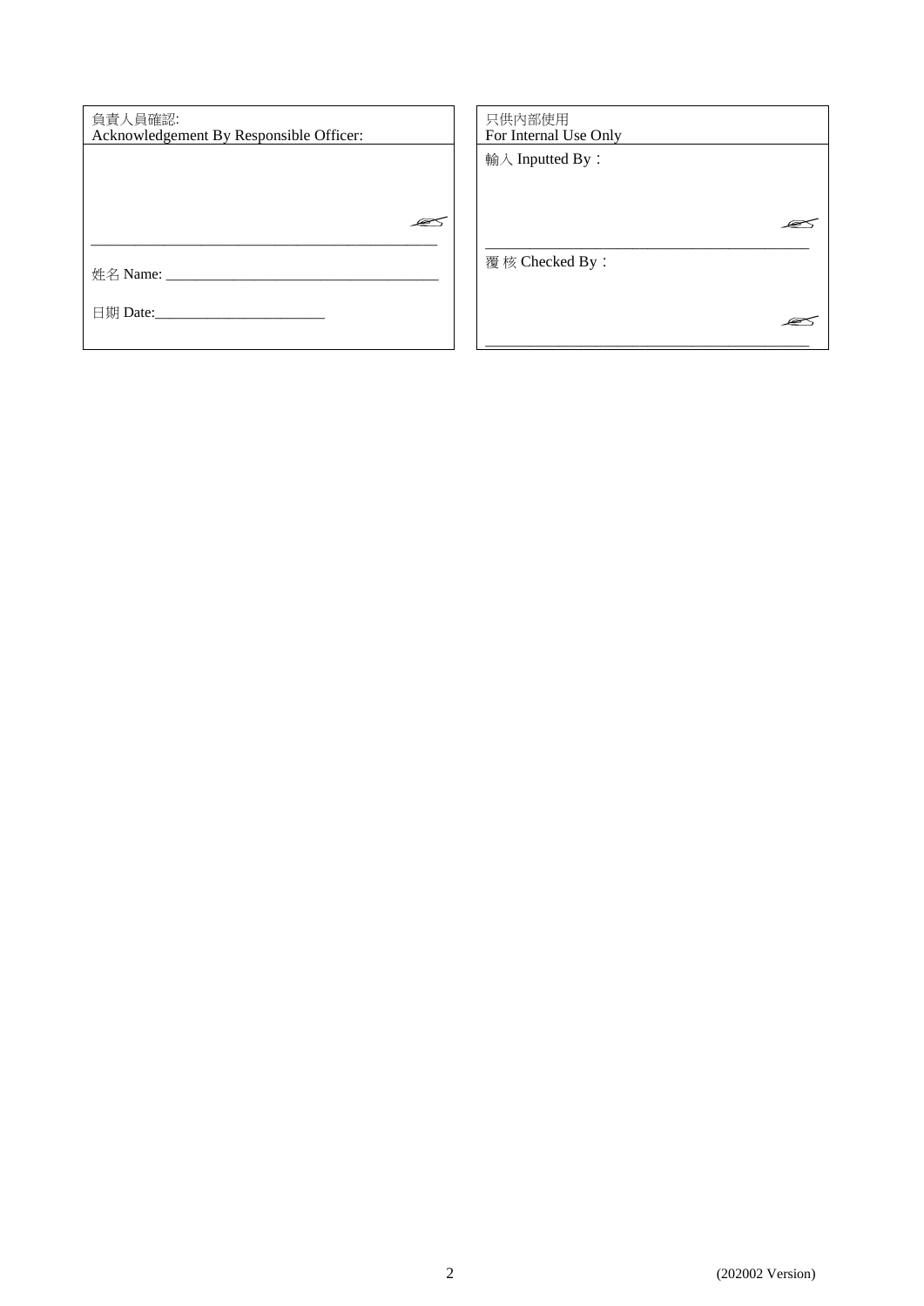| 負責人員確認: Acknowledgement By Responsible Officer: | 只供內部使用 For Internal Use Only |
|---|---|
| ✍ \_\_\_\_\_\_\_\_\_\_\_\_\_\_\_\_\_\_\_\_\_\_\_\_\_\_\_\_\_\_\_\_\_\_\_\_\_\_\_\_\_\_\_\_ | 輸入 Inputted By：<br><br>✍ \_\_\_\_\_\_\_\_\_\_\_\_\_\_\_\_\_\_\_\_\_\_\_\_\_\_\_\_\_\_\_\_\_\_\_\_\_\_\_\_ |
| 姓名 Name: \_\_\_\_\_\_\_\_\_\_\_\_\_\_\_\_\_\_\_\_\_\_\_\_\_\_\_\_\_\_\_\_\_\_\_\_<br><br>日期 Date:\_\_\_\_\_\_\_\_\_\_\_\_\_\_\_\_\_\_\_\_\_\_\_ | 覆核 Checked By：<br><br>✍ \_\_\_\_\_\_\_\_\_\_\_\_\_\_\_\_\_\_\_\_\_\_\_\_\_\_\_\_\_\_\_\_\_\_\_\_\_\_\_\_ |

(202002 Version)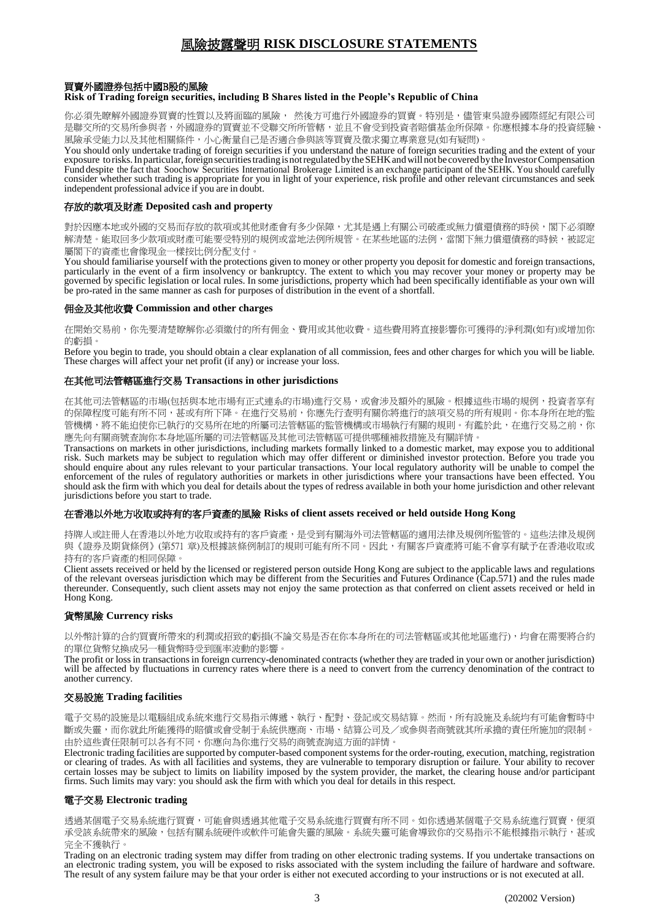# 風險披露聲明 RISK DISCLOSURE STATEMENTS

### 買賣外國證券包括中國B股的風險
### Risk of Trading foreign securities, including B Shares listed in the People's Republic of China

你必須先瞭解外國證券買賣的性質以及將面臨的風險， 然後方可進行外國證券的買賣。特別是，儘管東吳證券國際經紀有限公司是聯交所的交易所參與者，外國證券的買賣並不受聯交所所管轄，並且不會受到投資者賠償基金所保障。你應根據本身的投資經驗、風險承受能力以及其他相關條件，小心衡量自己是否適合參與該等買賣及徵求獨立專業意見(如有疑問)。

You should only undertake trading of foreign securities if you understand the nature of foreign securities trading and the extent of your exposure to risks. In particular, foreign securities trading is not regulated by the SEHK and will not be covered by the Investor Compensation Fund despite the fact that Soochow Securities International Brokerage Limited is an exchange participant of the SEHK. You should carefully consider whether such trading is appropriate for you in light of your experience, risk profile and other relevant circumstances and seek independent professional advice if you are in doubt.

### 存放的款項及財產 Deposited cash and property

對於因應本地或外國的交易而存放的款項或其他財產會有多少保障，尤其是遇上有關公司破產或無力償還債務的時候，閣下必須瞭解清楚。能取回多少款項或財產可能要受特別的規例或當地法例所規管。在某些地區的法例，當閣下無力償還債務的時候，被認定屬閣下的資產也會像現金一樣按比例分配支付。

You should familiarise yourself with the protections given to money or other property you deposit for domestic and foreign transactions, particularly in the event of a firm insolvency or bankruptcy. The extent to which you may recover your money or property may be governed by specific legislation or local rules. In some jurisdictions, property which had been specifically identifiable as your own will be pro-rated in the same manner as cash for purposes of distribution in the event of a shortfall.

### 佣金及其他收費 Commission and other charges

在開始交易前，你先要清楚瞭解你必須繳付的所有佣金、費用或其他收費。這些費用將直接影響你可獲得的淨利潤(如有)或增加你的虧損。

Before you begin to trade, you should obtain a clear explanation of all commission, fees and other charges for which you will be liable. These charges will affect your net profit (if any) or increase your loss.

### 在其他司法管轄區進行交易 Transactions in other jurisdictions

在其他司法管轄區的市場(包括與本地市場有正式連系的市場)進行交易，或會涉及額外的風險。根據這些市場的規例，投資者享有的保障程度可能有所不同，甚或有所下降。在進行交易前，你應先行查明有關你將進行的該項交易的所有規則。你本身所在地的監管機構，將不能迫使你已執行的交易所在地的所屬司法管轄區的監管機構或市場執行有關的規則。有鑑於此，在進行交易之前，你應先向有關商號查詢你本身地區所屬的司法管轄區及其他司法管轄區可提供哪種補救措施及有關詳情。

Transactions on markets in other jurisdictions, including markets formally linked to a domestic market, may expose you to additional risk. Such markets may be subject to regulation which may offer different or diminished investor protection. Before you trade you should enquire about any rules relevant to your particular transactions. Your local regulatory authority will be unable to compel the enforcement of the rules of regulatory authorities or markets in other jurisdictions where your transactions have been effected. You should ask the firm with which you deal for details about the types of redress available in both your home jurisdiction and other relevant jurisdictions before you start to trade.

### 在香港以外地方收取或持有的客戶資產的風險 Risks of client assets received or held outside Hong Kong

持牌人或註冊人在香港以外地方收取或持有的客戶資產，是受到有關海外司法管轄區的適用法律及規例所監管的。這些法律及規例與《證券及期貨條例》(第571 章)及根據該條例制訂的規則可能有所不同。因此，有關客戶資產將可能不會享有賦予在香港收取或持有的客戶資產的相同保障。

Client assets received or held by the licensed or registered person outside Hong Kong are subject to the applicable laws and regulations of the relevant overseas jurisdiction which may be different from the Securities and Futures Ordinance (Cap.571) and the rules made thereunder. Consequently, such client assets may not enjoy the same protection as that conferred on client assets received or held in Hong Kong.

### 貨幣風險 Currency risks

以外幣計算的合約買賣所帶來的利潤或招致的虧損(不論交易是否在你本身所在的司法管轄區或其他地區進行)，均會在需要將合約的單位貨幣兌換成另一種貨幣時受到匯率波動的影響。

The profit or loss in transactions in foreign currency-denominated contracts (whether they are traded in your own or another jurisdiction) will be affected by fluctuations in currency rates where there is a need to convert from the currency denomination of the contract to another currency.

### 交易設施 Trading facilities

電子交易的設施是以電腦組成系統來進行交易指示傳遞、執行、配對、登記或交易結算。然而，所有設施及系統均有可能會暫時中斷或失靈，而你就此所能獲得的賠償或會受制于系統供應商、市場、結算公司及／或參與者商號就其所承擔的責任所施加的限制。由於這些責任限制可以各有不同，你應向為你進行交易的商號查詢這方面的詳情。

Electronic trading facilities are supported by computer-based component systems for the order-routing, execution, matching, registration or clearing of trades. As with all facilities and systems, they are vulnerable to temporary disruption or failure. Your ability to recover certain losses may be subject to limits on liability imposed by the system provider, the market, the clearing house and/or participant firms. Such limits may vary: you should ask the firm with which you deal for details in this respect.

### 電子交易 Electronic trading

透過某個電子交易系統進行買賣，可能會與透過其他電子交易系統進行買賣有所不同。如你透過某個電子交易系統進行買賣，便須承受該系統帶來的風險，包括有關系統硬件或軟件可能會失靈的風險。系統失靈可能會導致你的交易指示不能根據指示執行，甚或完全不獲執行。

Trading on an electronic trading system may differ from trading on other electronic trading systems. If you undertake transactions on an electronic trading system, you will be exposed to risks associated with the system including the failure of hardware and software. The result of any system failure may be that your order is either not executed according to your instructions or is not executed at all.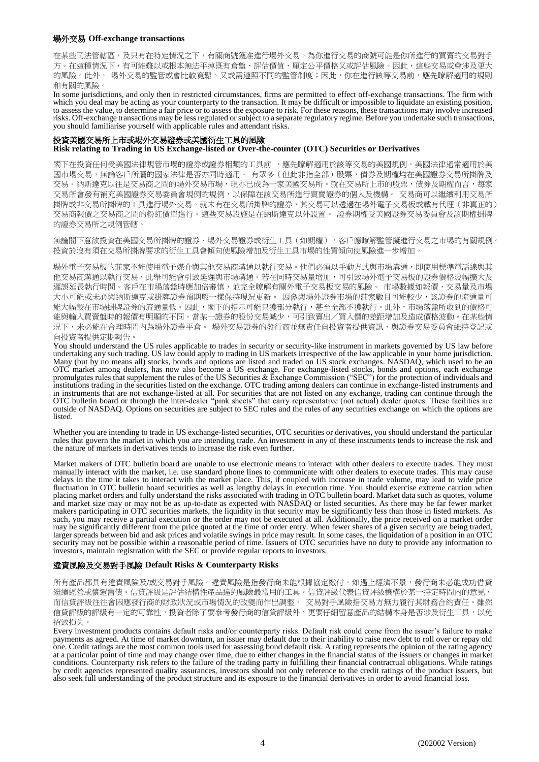### 場外交易 Off-exchange transactions

在某些司法管轄區，及只有在特定情況之下，有關商號獲准進行場外交易。為你進行交易的商號可能是你所進行的買賣的交易對手方。在這種情況下，有可能難以或根本無法平掉既有倉盤、評估價值、厘定公平價格又或評估風險。因此，這些交易或會涉及更大的風險。此外， 場外交易的監管或會比較寬鬆，又或需遵照不同的監管制度；因此，你在進行該等交易前，應先瞭解適用的規則和有關的風險。

In some jurisdictions, and only then in restricted circumstances, firms are permitted to effect off-exchange transactions. The firm with which you deal may be acting as your counterparty to the transaction. It may be difficult or impossible to liquidate an existing position, to assess the value, to determine a fair price or to assess the exposure to risk. For these reasons, these transactions may involve increased risks. Off-exchange transactions may be less regulated or subject to a separate regulatory regime. Before you undertake such transactions, you should familiarise yourself with applicable rules and attendant risks.

### 投資美國交易所上市或場外交易證券或美國衍生工具的風險
### Risk relating to Trading in US Exchange-listed or Over-the-counter (OTC) Securities or Derivatives

閣下在投資任何受美國法律規管市場的證券或證券相類的工具前 ，應先瞭解適用於該等交易的美國規例。美國法律通常適用於美國市場交易，無論客戶所屬的國家法律是否亦同時適用。 有眾多（但此非指全部）股票，債券及期權均在美國證券交易所掛牌及交易。納斯達克以往是交易商之間的場外交易市場，現亦已成為一家美國交易所。就在交易所上市的股票，債券及期權而言，每家交易所會發有補充美國證券交易委員會規例的規例，以保障在該交易所進行買賣證券的個人及機構。 交易商可以繼續利用交易所掛牌或非交易所掛牌的工具進行場外交易。就未有在交易所掛牌的證券，其交易可以透過在場外電子交易板或載有代理（非真正的）交易商報價之交易商之間的粉紅價單進行。這些交易設施是在納斯達克以外設置。 證券期權受美國證券交易委員會及該期權掛牌的證券交易所之規例管轄。

無論閣下意欲投資在美國交易所掛牌的證券、場外交易證券或衍生工具（如期權），客戶應瞭解監管擬進行交易之市場的有關規例。投資於沒有須在交易所掛牌要求的衍生工具會傾向使風險增加及衍生工具市場的性質傾向使風險進一步增加。

場外電子交易板的莊家不能使用電子媒介與其他交易商溝通以執行交易。他們必須以手動方式與市場溝通，即使用標準電話線與其他交易商溝通以執行交易，此舉可能會引致延遲與市場溝通。若在同時交易量增加，可引致場外電子交易板的證券價格波幅擴大及遲誤延長執行時間。客戶在市場落盤時應加倍審慎，並完全瞭解有關外電子交易板交易的風險。 市場數據如報價，交易量及市場大小可能或未必與納斯達克或掛牌證券預期般一樣保持現況更新。 因參與場外證券市場的莊家數目可能較少，該證券的流通量可能大幅較在市場掛牌證券的流通量低。因此，閣下的指示可能只獲部分執行，甚至全部不獲執行。此外，市場落盤所收到的價格可能與輸入買賣盤時的報價有明顯的不同。當某一證券的股份交易減少，可引致賣出／買入價的差距增加及造成價格波動。在某些情況下，未必能在合理時間內為場外證券平倉。 場外交易證券的發行商並無責任向投資者提供資訊、與證券交易委員會維持登記或向投資者提供定期報告。

You should understand the US rules applicable to trades in security or security-like instrument in markets governed by US law before undertaking any such trading. US law could apply to trading in US markets irrespective of the law applicable in your home jurisdiction. Many (but by no means all) stocks, bonds and options are listed and traded on US stock exchanges. NASDAQ, which used to be an OTC market among dealers, has now also become a US exchange. For exchange-listed stocks, bonds and options, each exchange promulgates rules that supplement the rules of the US Securities & Exchange Commission ("SEC") for the protection of individuals and institutions trading in the securities listed on the exchange. OTC trading among dealers can continue in exchange-listed instruments and in instruments that are not exchange-listed at all. For securities that are not listed on any exchange, trading can continue through the OTC bulletin board or through the inter-dealer "pink sheets" that carry representative (not actual) dealer quotes. These facilities are outside of NASDAQ. Options on securities are subject to SEC rules and the rules of any securities exchange on which the options are listed.

Whether you are intending to trade in US exchange-listed securities, OTC securities or derivatives, you should understand the particular rules that govern the market in which you are intending trade. An investment in any of these instruments tends to increase the risk and the nature of markets in derivatives tends to increase the risk even further.

Market makers of OTC bulletin board are unable to use electronic means to interact with other dealers to execute trades. They must manually interact with the market, i.e. use standard phone lines to communicate with other dealers to execute trades. This may cause delays in the time it takes to interact with the market place. This, if coupled with increase in trade volume, may lead to wide price fluctuation in OTC bulletin board securities as well as lengthy delays in execution time. You should exercise extreme caution when placing market orders and fully understand the risks associated with trading in OTC bulletin board. Market data such as quotes, volume and market size may or may not be as up-to-date as expected with NASDAQ or listed securities. As there may be far fewer market makers participating in OTC securities markets, the liquidity in that security may be significantly less than those in listed markets. As such, you may receive a partial execution or the order may not be executed at all. Additionally, the price received on a market order may be significantly different from the price quoted at the time of order entry. When fewer shares of a given security are being traded, larger spreads between bid and ask prices and volatile swings in price may result. In some cases, the liquidation of a position in an OTC security may not be possible within a reasonable period of time. Issuers of OTC securities have no duty to provide any information to investors, maintain registration with the SEC or provide regular reports to investors.

### 違責風險及交易對手風險 Default Risks & Counterparty Risks

所有產品都具有違責風險及/或交易對手風險。違責風險是指發行商未能根據協定繳付。如遇上經濟不景，發行商未必能成功借貸繼續經營或償還舊債。信貸評級是評估結構性產品違約風險最常用的工具。信貸評級代表信貸評級機構於某一持定時間內的意見，而信貸評級往往會因應發行商的財政狀況或市場情況的改變而作出調整。 交易對手風險指交易方無力履行其財務合約責任。雖然信貸評級的評級有一定的可靠性，投資者除了要參考發行商的信貸評級外，更要仔細留意產品的結構本身是否涉及衍生工具，以免招致損失。

Every investment products contains default risks and/or counterparty risks. Default risk could come from the issuer's failure to make payments as agreed. At time of market downturn, an issuer may default due to their inability to raise new debt to roll over or repay old one. Credit ratings are the most common tools used for assessing bond default risk. A rating represents the opinion of the rating agency at a particular point of time and may change over time, due to either changes in the financial status of the issuers or changes in market conditions. Counterparty risk refers to the failure of the trading party in fulfilling their financial contractual obligations. While ratings by credit agencies represented quality assurances, investors should not only reference to the credit ratings of the product issuers, but also seek full understanding of the product structure and its exposure to the financial derivatives in order to avoid financial loss.